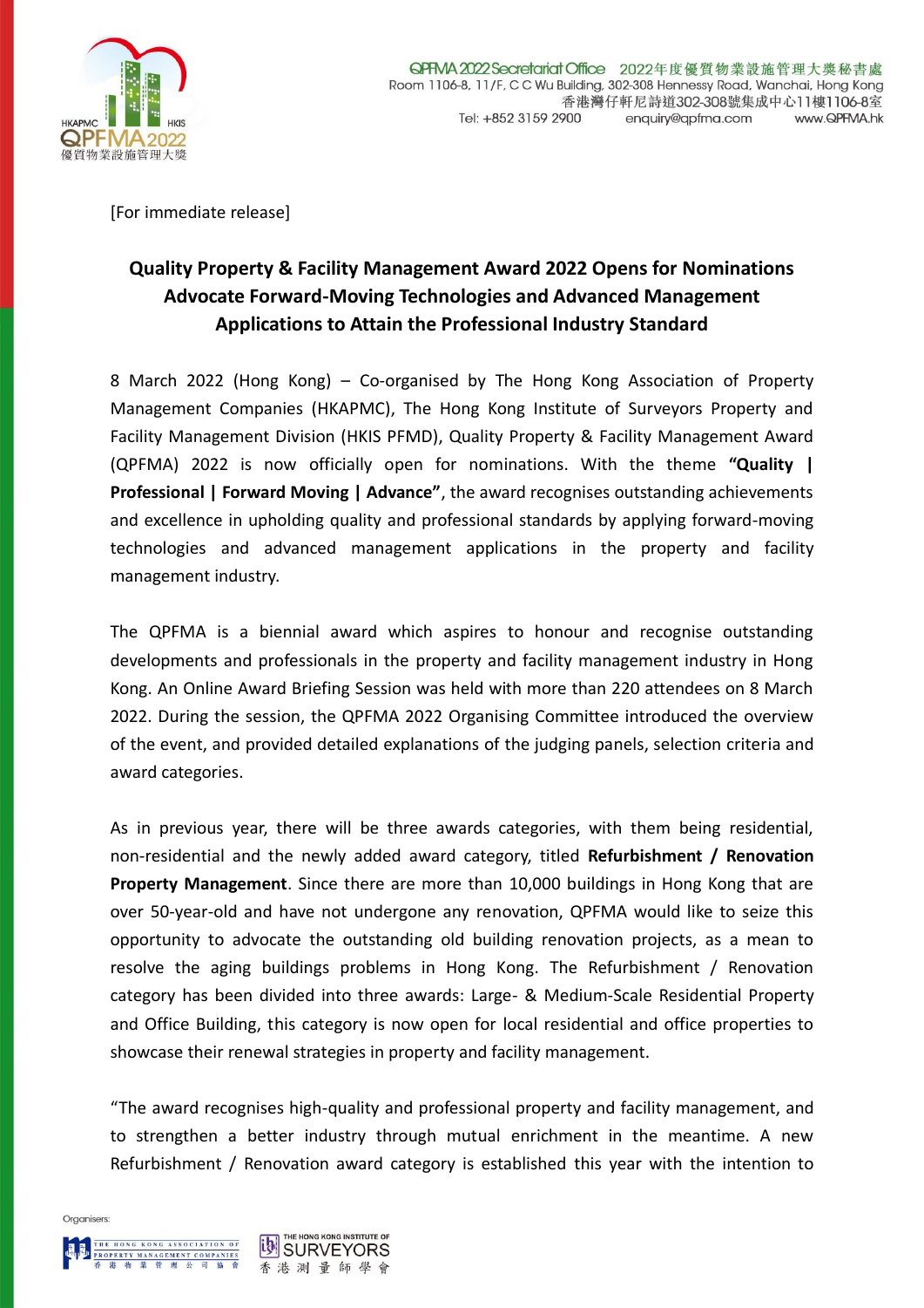[For immediate release]

# Quality Property & Facility Management Award 2022 Opens for Nominations

## Advocate Forward-Moving Technologies and Advanced Management Applications to Attain the Professional Industry Standard

8 March 2022 (Hong Kong) – Co-organised by The Hong Kong Association of Property Management Companies (HKAPMC), The Hong Kong Institute of Surveyors Property and Facility Management Division (HKIS PFMD), Quality Property & Facility Management Award (QPFMA) 2022 is now officially open for nominations. With the theme **"Quality | Professional | Forward Moving | Advance"**, the award recognises outstanding achievements and excellence in upholding quality and professional standards by applying forward-moving technologies and advanced management applications in the property and facility management industry.

The QPFMA is a biennial award which aspires to honour and recognise outstanding developments and professionals in the property and facility management industry in Hong Kong. An Online Award Briefing Session was held with more than 220 attendees on 8 March 2022. During the session, the QPFMA 2022 Organising Committee introduced the overview of the event, and provided detailed explanations of the judging panels, selection criteria and award categories.

As in previous year, there will be three awards categories, with them being residential, non-residential and the newly added award category, titled **Refurbishment / Renovation Property Management**. Since there are more than 10,000 buildings in Hong Kong that are over 50-year-old and have not undergone any renovation, QPFMA would like to seize this opportunity to advocate the outstanding old building renovation projects, as a mean to resolve the aging buildings problems in Hong Kong. The Refurbishment / Renovation category has been divided into three awards: Large- & Medium-Scale Residential Property and Office Building, this category is now open for local residential and office properties to showcase their renewal strategies in property and facility management.

"The award recognises high-quality and professional property and facility management, and to strengthen a better industry through mutual enrichment in the meantime. A new Refurbishment / Renovation award category is established this year with the intention to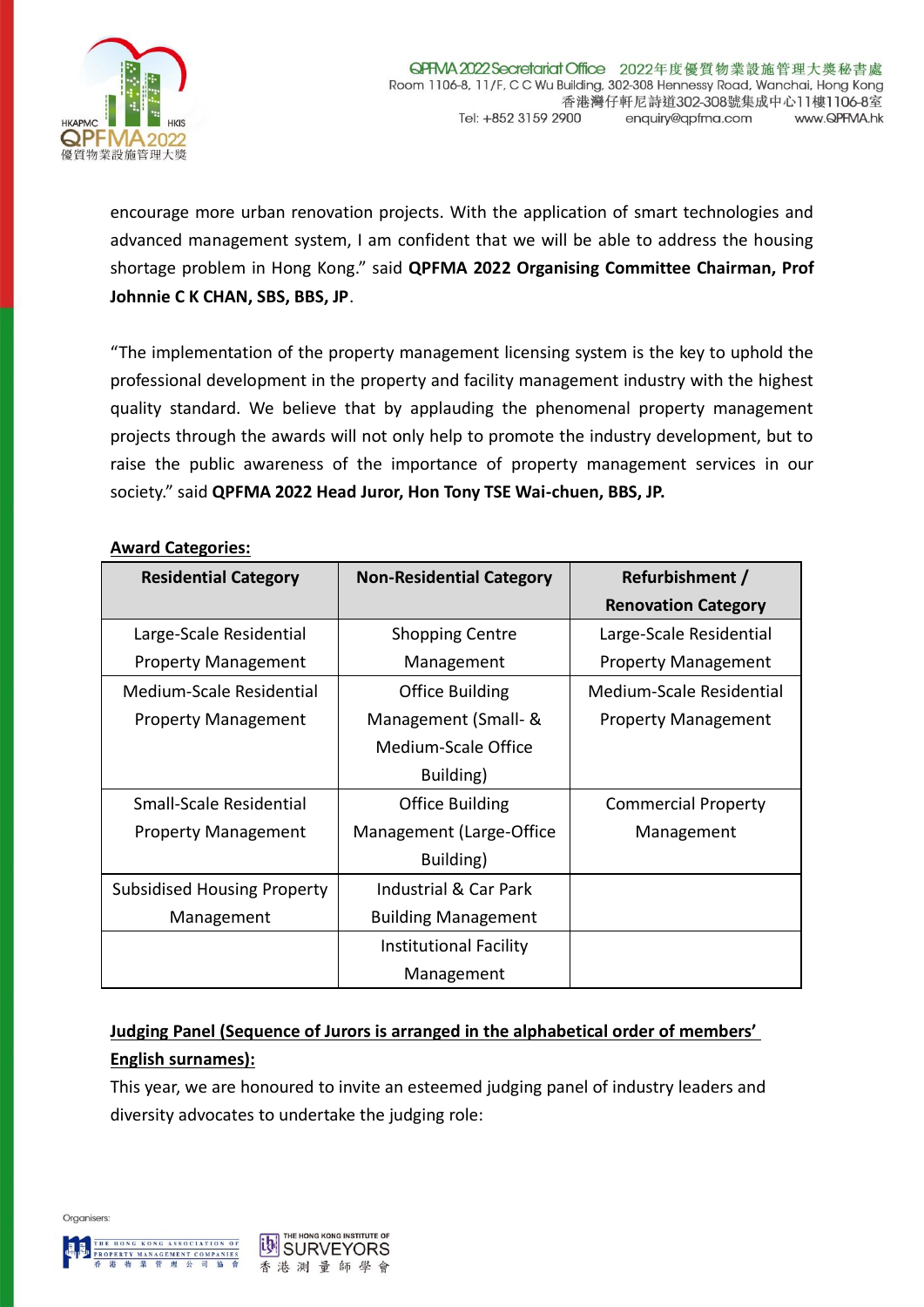encourage more urban renovation projects. With the application of smart technologies and advanced management system, I am confident that we will be able to address the housing shortage problem in Hong Kong." said **QPFMA 2022 Organising Committee Chairman, Prof Johnnie C K CHAN, SBS, BBS, JP**.

"The implementation of the property management licensing system is the key to uphold the professional development in the property and facility management industry with the highest quality standard. We believe that by applauding the phenomenal property management projects through the awards will not only help to promote the industry development, but to raise the public awareness of the importance of property management services in our society." said **QPFMA 2022 Head Juror, Hon Tony TSE Wai-chuen, BBS, JP.**

**Award Categories:**

| Residential Category | Non-Residential Category | Refurbishment / Renovation Category |
|---|---|---|
| Large-Scale Residential Property Management | Shopping Centre Management | Large-Scale Residential Property Management |
| Medium-Scale Residential Property Management | Office Building Management (Small- & Medium-Scale Office Building) | Medium-Scale Residential Property Management |
| Small-Scale Residential Property Management | Office Building Management (Large-Office Building) | Commercial Property Management |
| Subsidised Housing Property Management | Industrial & Car Park Building Management | |
| | Institutional Facility Management | |

**Judging Panel (Sequence of Jurors is arranged in the alphabetical order of members' English surnames):**

This year, we are honoured to invite an esteemed judging panel of industry leaders and diversity advocates to undertake the judging role: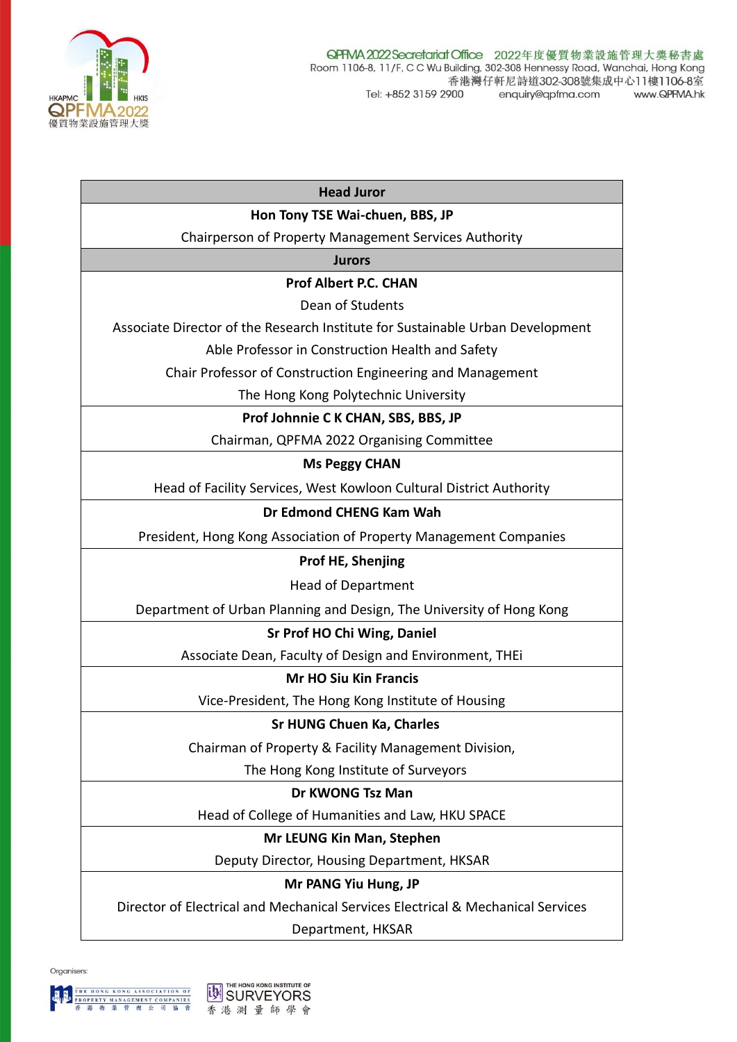| Head Juror |
|---|
| **Hon Tony TSE Wai-chuen, BBS, JP**<br>Chairperson of Property Management Services Authority |
| **Jurors** |
| **Prof Albert P.C. CHAN**<br>Dean of Students<br>Associate Director of the Research Institute for Sustainable Urban Development<br>Able Professor in Construction Health and Safety<br>Chair Professor of Construction Engineering and Management<br>The Hong Kong Polytechnic University |
| **Prof Johnnie C K CHAN, SBS, BBS, JP**<br>Chairman, QPFMA 2022 Organising Committee |
| **Ms Peggy CHAN**<br>Head of Facility Services, West Kowloon Cultural District Authority |
| **Dr Edmond CHENG Kam Wah**<br>President, Hong Kong Association of Property Management Companies |
| **Prof HE, Shenjing**<br>Head of Department<br>Department of Urban Planning and Design, The University of Hong Kong |
| **Sr Prof HO Chi Wing, Daniel**<br>Associate Dean, Faculty of Design and Environment, THEi |
| **Mr HO Siu Kin Francis**<br>Vice-President, The Hong Kong Institute of Housing |
| **Sr HUNG Chuen Ka, Charles**<br>Chairman of Property & Facility Management Division,<br>The Hong Kong Institute of Surveyors |
| **Dr KWONG Tsz Man**<br>Head of College of Humanities and Law, HKU SPACE |
| **Mr LEUNG Kin Man, Stephen**<br>Deputy Director, Housing Department, HKSAR |
| **Mr PANG Yiu Hung, JP**<br>Director of Electrical and Mechanical Services Electrical & Mechanical Services Department, HKSAR |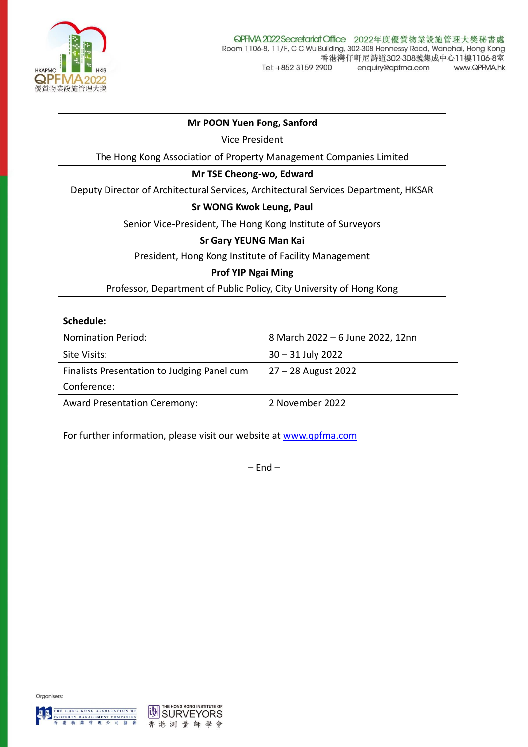| **Mr POON Yuen Fong, Sanford**<br>Vice President<br>The Hong Kong Association of Property Management Companies Limited |
|---|
| **Mr TSE Cheong-wo, Edward**<br>Deputy Director of Architectural Services, Architectural Services Department, HKSAR |
| **Sr WONG Kwok Leung, Paul**<br>Senior Vice-President, The Hong Kong Institute of Surveyors |
| **Sr Gary YEUNG Man Kai**<br>President, Hong Kong Institute of Facility Management |
| **Prof YIP Ngai Ming**<br>Professor, Department of Public Policy, City University of Hong Kong |

**Schedule:**

| | |
|---|---|
| Nomination Period: | 8 March 2022 – 6 June 2022, 12nn |
| Site Visits: | 30 – 31 July 2022 |
| Finalists Presentation to Judging Panel cum Conference: | 27 – 28 August 2022 |
| Award Presentation Ceremony: | 2 November 2022 |

For further information, please visit our website at www.qpfma.com

– End –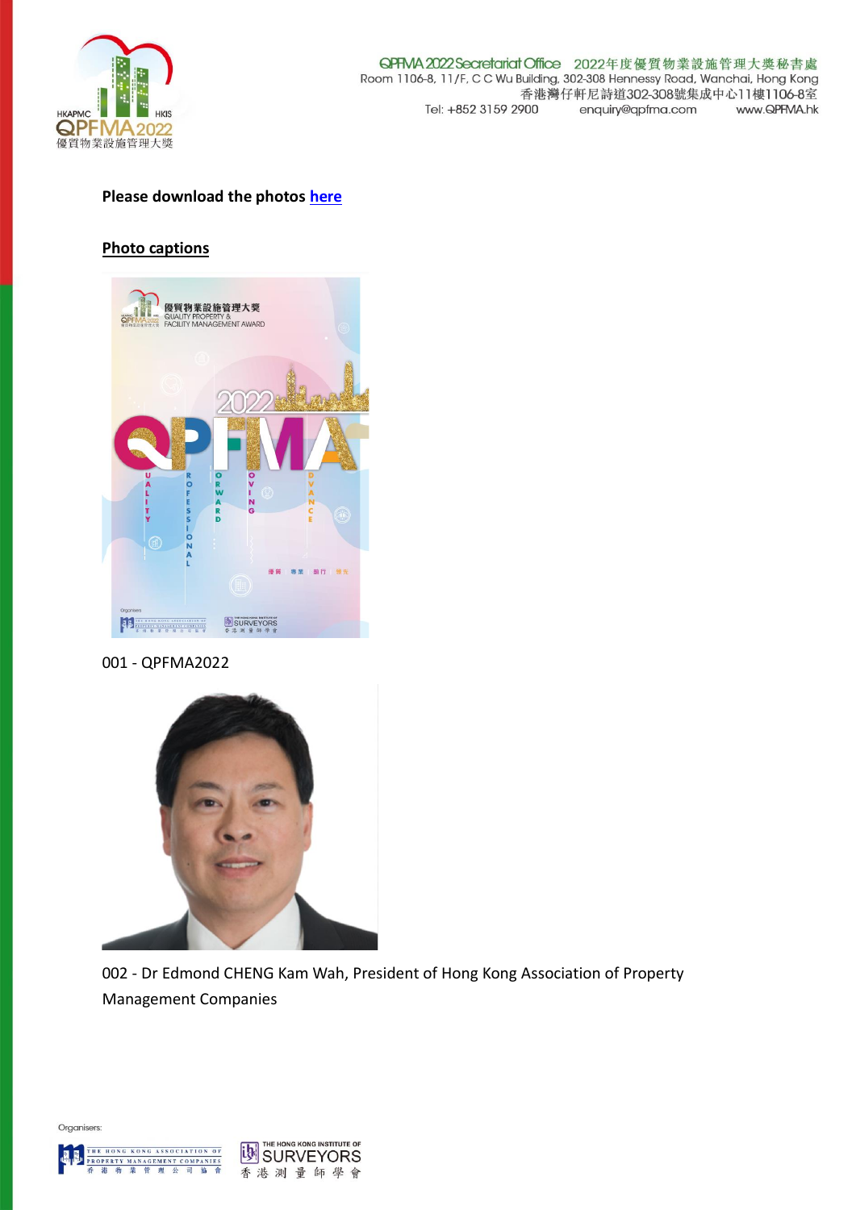Please download the photos [here]

## Photo captions

001 - QPFMA2022

002 - Dr Edmond CHENG Kam Wah, President of Hong Kong Association of Property Management Companies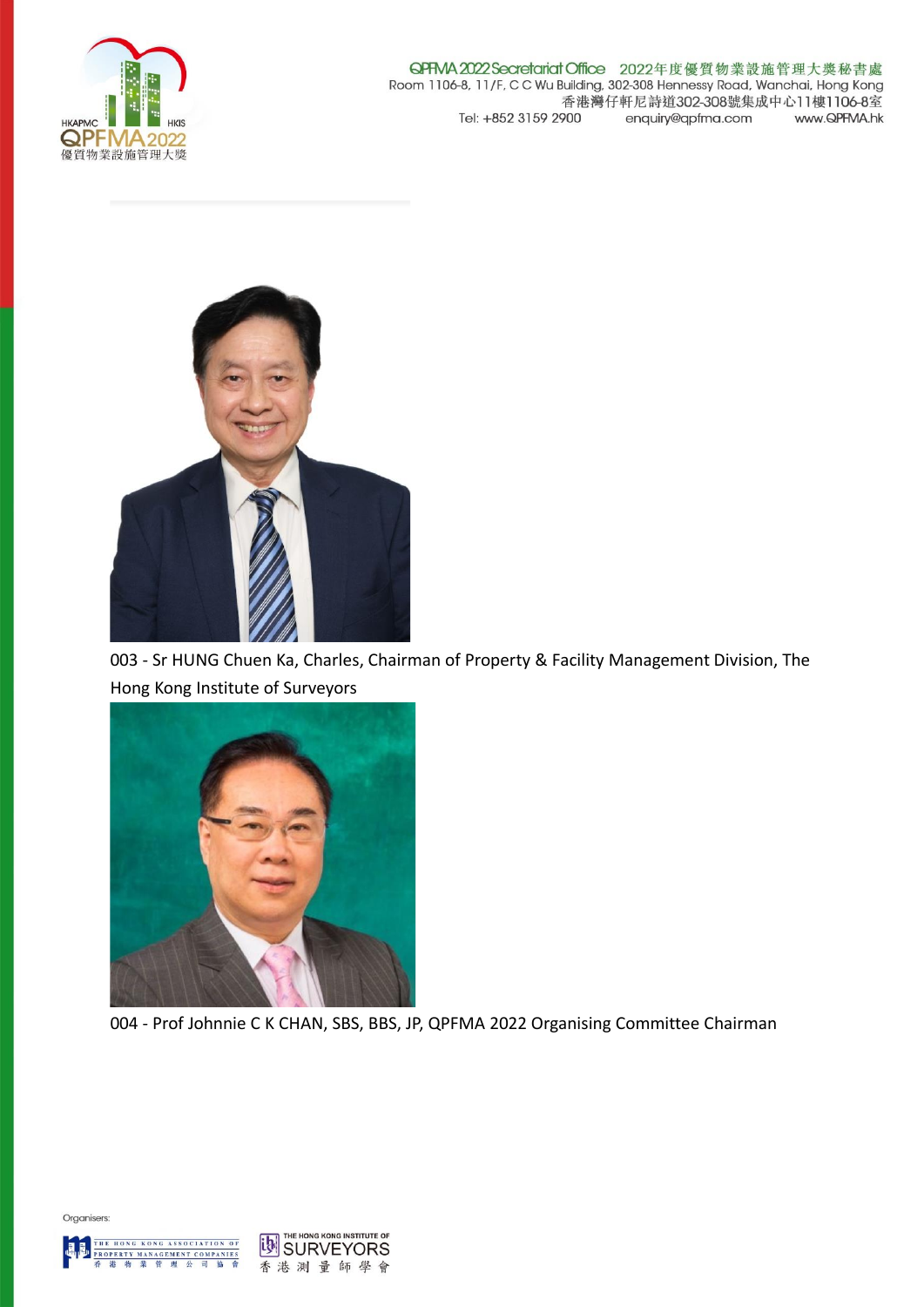003 - Sr HUNG Chuen Ka, Charles, Chairman of Property & Facility Management Division, The Hong Kong Institute of Surveyors

004 - Prof Johnnie C K CHAN, SBS, BBS, JP, QPFMA 2022 Organising Committee Chairman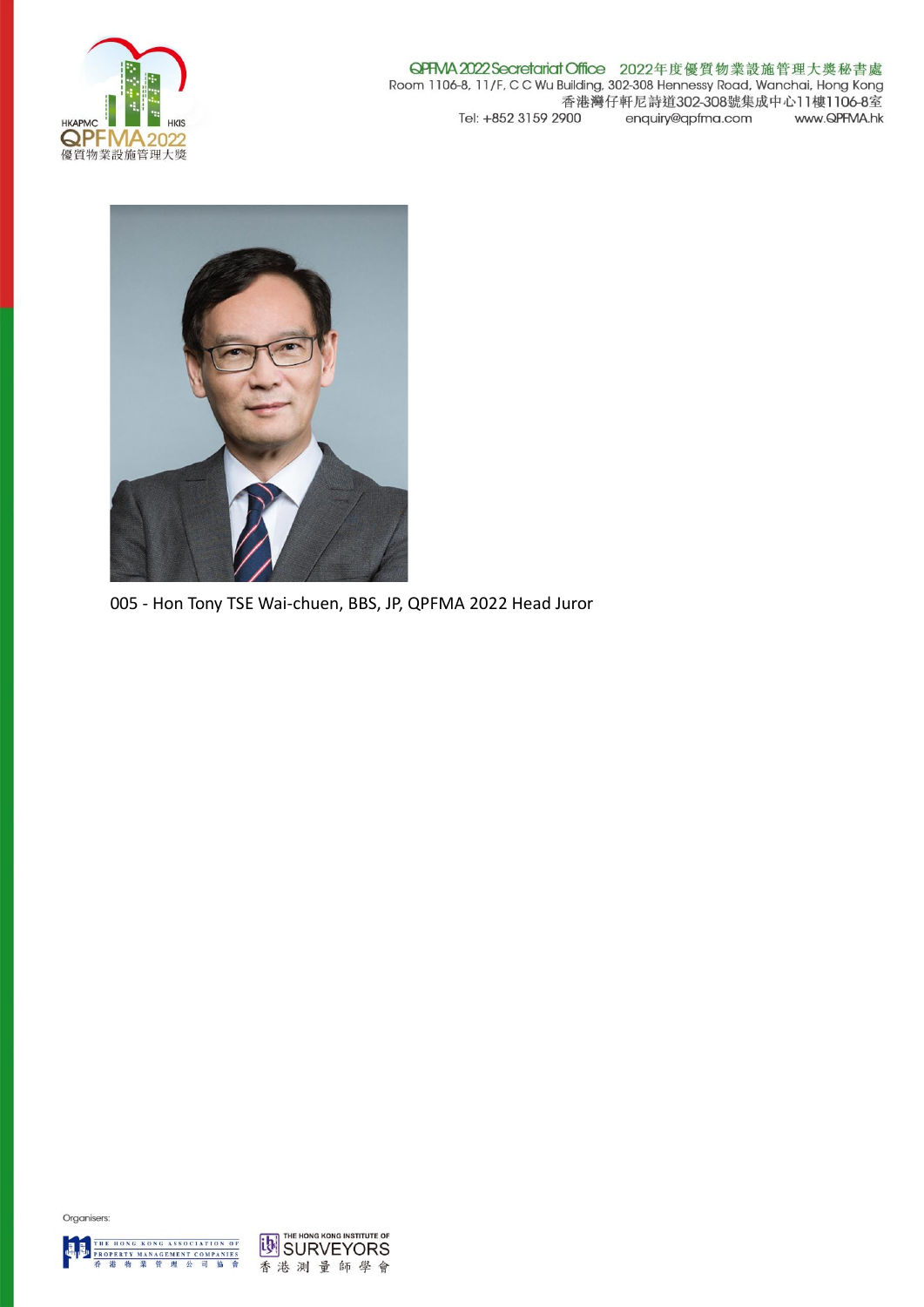005 - Hon Tony TSE Wai-chuen, BBS, JP, QPFMA 2022 Head Juror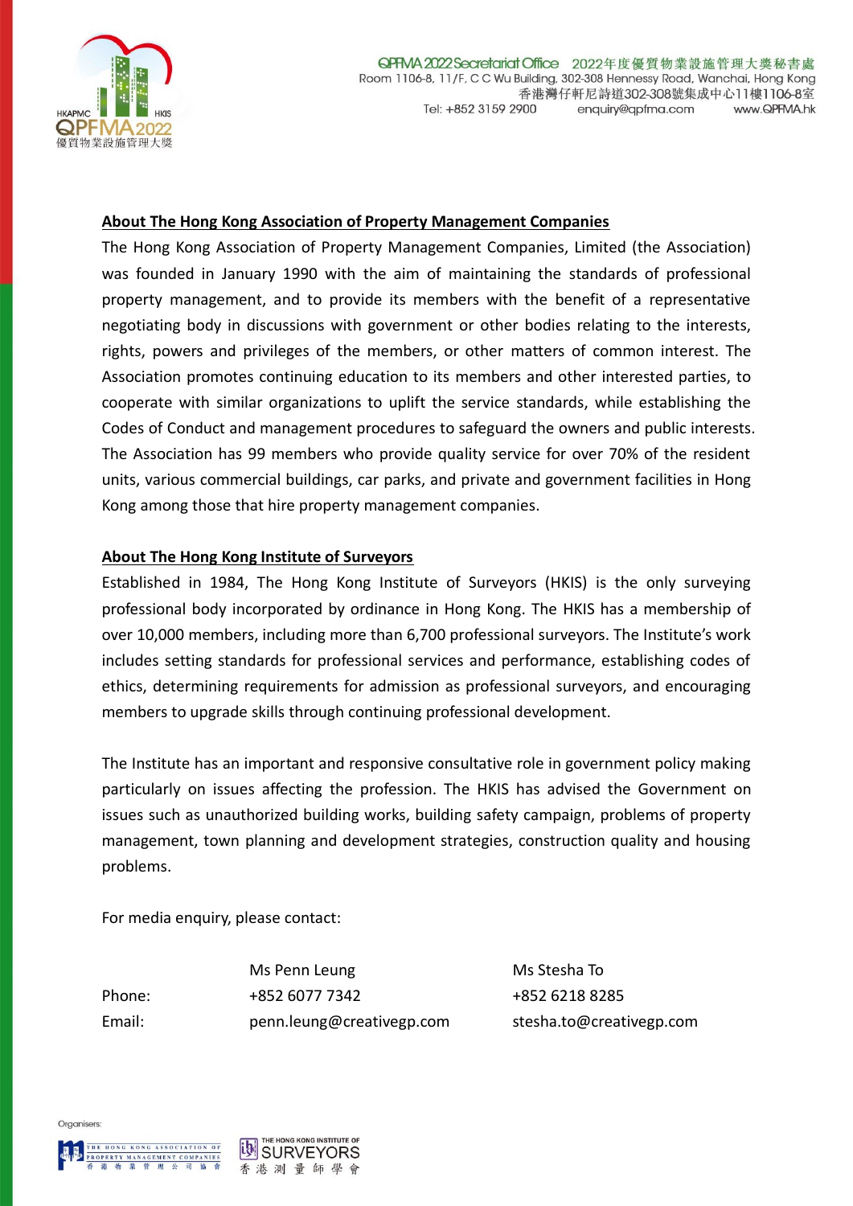**About The Hong Kong Association of Property Management Companies**

The Hong Kong Association of Property Management Companies, Limited (the Association) was founded in January 1990 with the aim of maintaining the standards of professional property management, and to provide its members with the benefit of a representative negotiating body in discussions with government or other bodies relating to the interests, rights, powers and privileges of the members, or other matters of common interest. The Association promotes continuing education to its members and other interested parties, to cooperate with similar organizations to uplift the service standards, while establishing the Codes of Conduct and management procedures to safeguard the owners and public interests. The Association has 99 members who provide quality service for over 70% of the resident units, various commercial buildings, car parks, and private and government facilities in Hong Kong among those that hire property management companies.

**About The Hong Kong Institute of Surveyors**

Established in 1984, The Hong Kong Institute of Surveyors (HKIS) is the only surveying professional body incorporated by ordinance in Hong Kong. The HKIS has a membership of over 10,000 members, including more than 6,700 professional surveyors. The Institute's work includes setting standards for professional services and performance, establishing codes of ethics, determining requirements for admission as professional surveyors, and encouraging members to upgrade skills through continuing professional development.

The Institute has an important and responsive consultative role in government policy making particularly on issues affecting the profession. The HKIS has advised the Government on issues such as unauthorized building works, building safety campaign, problems of property management, town planning and development strategies, construction quality and housing problems.

For media enquiry, please contact:

| | | |
|---|---|---|
| | Ms Penn Leung | Ms Stesha To |
| Phone: | +852 6077 7342 | +852 6218 8285 |
| Email: | penn.leung@creativegp.com | stesha.to@creativegp.com |